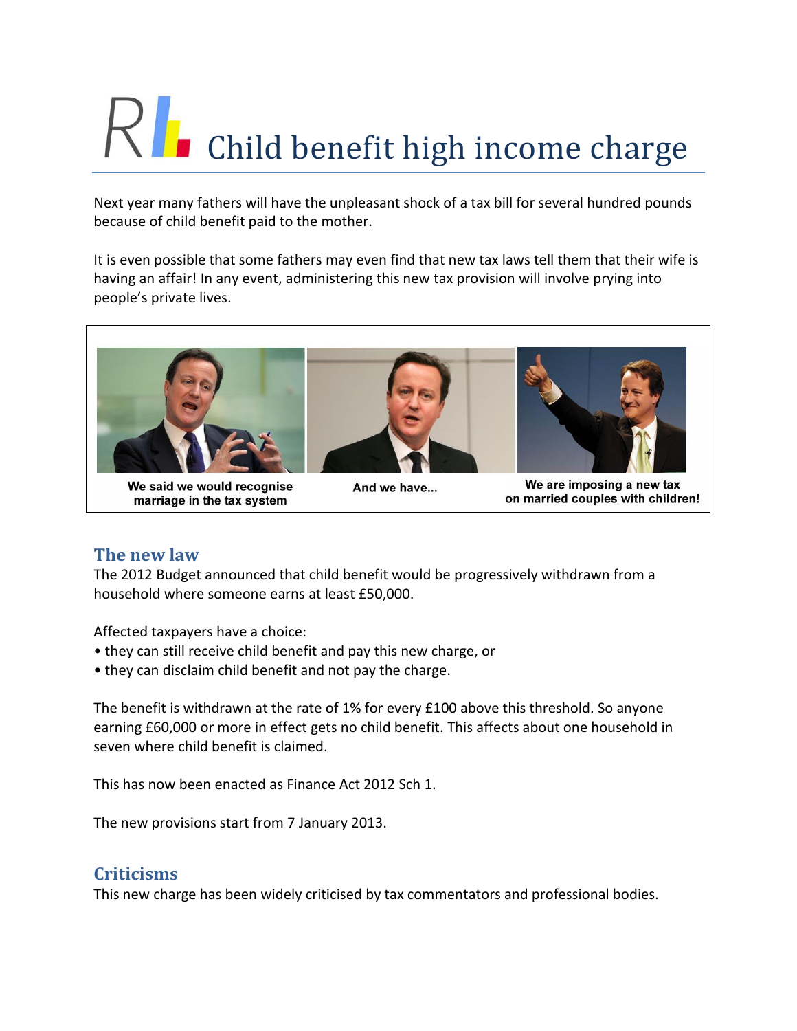# Child benefit high income charge

Next year many fathers will have the unpleasant shock of a tax bill for several hundred pounds because of child benefit paid to the mother.

It is even possible that some fathers may even find that new tax laws tell them that their wife is having an affair! In any event, administering this new tax provision will involve prying into people's private lives.

We said we would recognise marriage in the tax system

And we have...

We are imposing a new tax on married couples with children!

## The new law

The 2012 Budget announced that child benefit would be progressively withdrawn from a household where someone earns at least £50,000.

Affected taxpayers have a choice:

- they can still receive child benefit and pay this new charge, or
- they can disclaim child benefit and not pay the charge.

The benefit is withdrawn at the rate of 1% for every £100 above this threshold. So anyone earning £60,000 or more in effect gets no child benefit. This affects about one household in seven where child benefit is claimed.

This has now been enacted as Finance Act 2012 Sch 1.

The new provisions start from 7 January 2013.

## Criticisms

This new charge has been widely criticised by tax commentators and professional bodies.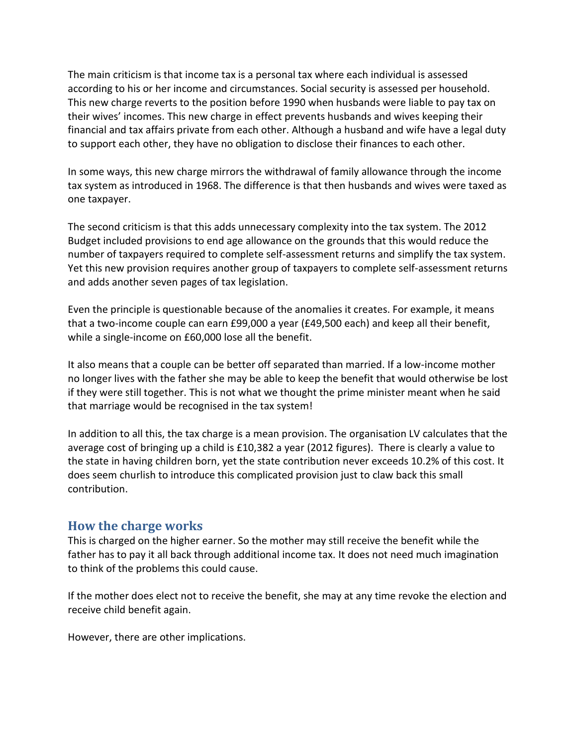The main criticism is that income tax is a personal tax where each individual is assessed according to his or her income and circumstances. Social security is assessed per household. This new charge reverts to the position before 1990 when husbands were liable to pay tax on their wives' incomes. This new charge in effect prevents husbands and wives keeping their financial and tax affairs private from each other. Although a husband and wife have a legal duty to support each other, they have no obligation to disclose their finances to each other.

In some ways, this new charge mirrors the withdrawal of family allowance through the income tax system as introduced in 1968. The difference is that then husbands and wives were taxed as one taxpayer.

The second criticism is that this adds unnecessary complexity into the tax system. The 2012 Budget included provisions to end age allowance on the grounds that this would reduce the number of taxpayers required to complete self-assessment returns and simplify the tax system. Yet this new provision requires another group of taxpayers to complete self-assessment returns and adds another seven pages of tax legislation.

Even the principle is questionable because of the anomalies it creates. For example, it means that a two-income couple can earn £99,000 a year (£49,500 each) and keep all their benefit, while a single-income on £60,000 lose all the benefit.

It also means that a couple can be better off separated than married. If a low-income mother no longer lives with the father she may be able to keep the benefit that would otherwise be lost if they were still together. This is not what we thought the prime minister meant when he said that marriage would be recognised in the tax system!

In addition to all this, the tax charge is a mean provision. The organisation LV calculates that the average cost of bringing up a child is £10,382 a year (2012 figures). There is clearly a value to the state in having children born, yet the state contribution never exceeds 10.2% of this cost. It does seem churlish to introduce this complicated provision just to claw back this small contribution.

## How the charge works

This is charged on the higher earner. So the mother may still receive the benefit while the father has to pay it all back through additional income tax. It does not need much imagination to think of the problems this could cause.

If the mother does elect not to receive the benefit, she may at any time revoke the election and receive child benefit again.

However, there are other implications.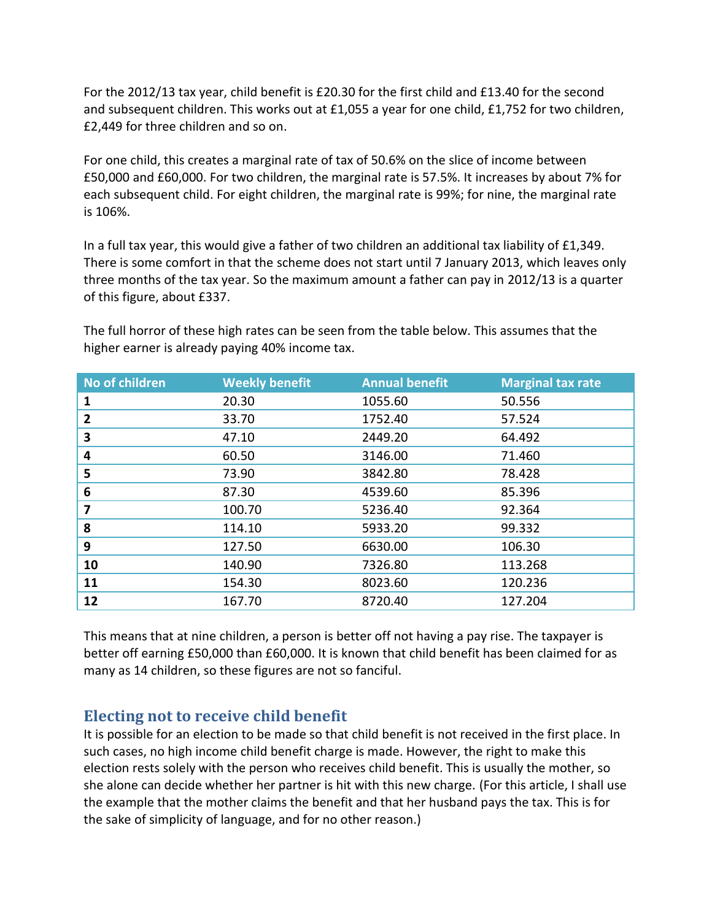For the 2012/13 tax year, child benefit is £20.30 for the first child and £13.40 for the second and subsequent children. This works out at £1,055 a year for one child, £1,752 for two children, £2,449 for three children and so on.

For one child, this creates a marginal rate of tax of 50.6% on the slice of income between £50,000 and £60,000. For two children, the marginal rate is 57.5%. It increases by about 7% for each subsequent child. For eight children, the marginal rate is 99%; for nine, the marginal rate is 106%.

In a full tax year, this would give a father of two children an additional tax liability of £1,349. There is some comfort in that the scheme does not start until 7 January 2013, which leaves only three months of the tax year. So the maximum amount a father can pay in 2012/13 is a quarter of this figure, about £337.

The full horror of these high rates can be seen from the table below. This assumes that the higher earner is already paying 40% income tax.

| No of children | Weekly benefit | Annual benefit | Marginal tax rate |
|---|---|---|---|
| **1** | 20.30 | 1055.60 | 50.556 |
| **2** | 33.70 | 1752.40 | 57.524 |
| **3** | 47.10 | 2449.20 | 64.492 |
| **4** | 60.50 | 3146.00 | 71.460 |
| **5** | 73.90 | 3842.80 | 78.428 |
| **6** | 87.30 | 4539.60 | 85.396 |
| **7** | 100.70 | 5236.40 | 92.364 |
| **8** | 114.10 | 5933.20 | 99.332 |
| **9** | 127.50 | 6630.00 | 106.30 |
| **10** | 140.90 | 7326.80 | 113.268 |
| **11** | 154.30 | 8023.60 | 120.236 |
| **12** | 167.70 | 8720.40 | 127.204 |

This means that at nine children, a person is better off not having a pay rise. The taxpayer is better off earning £50,000 than £60,000. It is known that child benefit has been claimed for as many as 14 children, so these figures are not so fanciful.

## Electing not to receive child benefit

It is possible for an election to be made so that child benefit is not received in the first place. In such cases, no high income child benefit charge is made. However, the right to make this election rests solely with the person who receives child benefit. This is usually the mother, so she alone can decide whether her partner is hit with this new charge. (For this article, I shall use the example that the mother claims the benefit and that her husband pays the tax. This is for the sake of simplicity of language, and for no other reason.)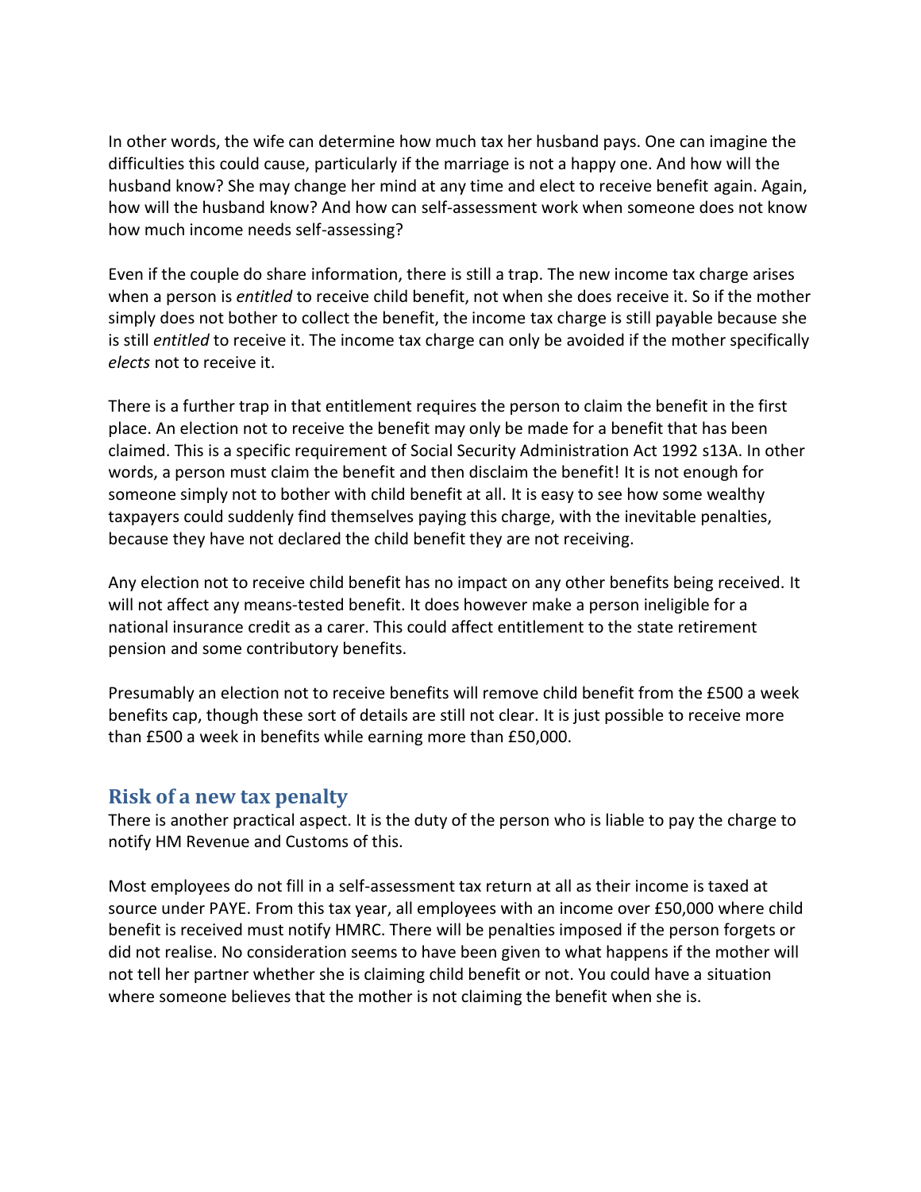In other words, the wife can determine how much tax her husband pays. One can imagine the difficulties this could cause, particularly if the marriage is not a happy one. And how will the husband know? She may change her mind at any time and elect to receive benefit again. Again, how will the husband know? And how can self-assessment work when someone does not know how much income needs self-assessing?

Even if the couple do share information, there is still a trap. The new income tax charge arises when a person is *entitled* to receive child benefit, not when she does receive it. So if the mother simply does not bother to collect the benefit, the income tax charge is still payable because she is still *entitled* to receive it. The income tax charge can only be avoided if the mother specifically *elects* not to receive it.

There is a further trap in that entitlement requires the person to claim the benefit in the first place. An election not to receive the benefit may only be made for a benefit that has been claimed. This is a specific requirement of Social Security Administration Act 1992 s13A. In other words, a person must claim the benefit and then disclaim the benefit! It is not enough for someone simply not to bother with child benefit at all. It is easy to see how some wealthy taxpayers could suddenly find themselves paying this charge, with the inevitable penalties, because they have not declared the child benefit they are not receiving.

Any election not to receive child benefit has no impact on any other benefits being received. It will not affect any means-tested benefit. It does however make a person ineligible for a national insurance credit as a carer. This could affect entitlement to the state retirement pension and some contributory benefits.

Presumably an election not to receive benefits will remove child benefit from the £500 a week benefits cap, though these sort of details are still not clear. It is just possible to receive more than £500 a week in benefits while earning more than £50,000.

## Risk of a new tax penalty

There is another practical aspect. It is the duty of the person who is liable to pay the charge to notify HM Revenue and Customs of this.

Most employees do not fill in a self-assessment tax return at all as their income is taxed at source under PAYE. From this tax year, all employees with an income over £50,000 where child benefit is received must notify HMRC. There will be penalties imposed if the person forgets or did not realise. No consideration seems to have been given to what happens if the mother will not tell her partner whether she is claiming child benefit or not. You could have a situation where someone believes that the mother is not claiming the benefit when she is.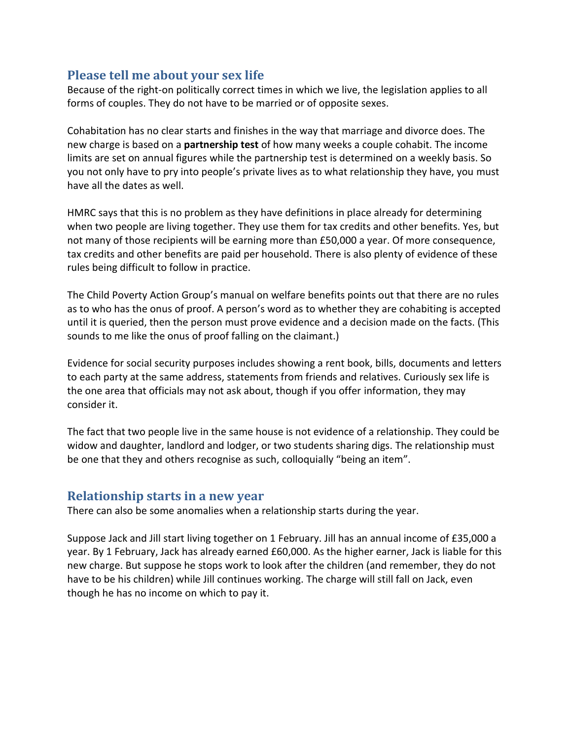## Please tell me about your sex life

Because of the right-on politically correct times in which we live, the legislation applies to all forms of couples. They do not have to be married or of opposite sexes.

Cohabitation has no clear starts and finishes in the way that marriage and divorce does. The new charge is based on a **partnership test** of how many weeks a couple cohabit. The income limits are set on annual figures while the partnership test is determined on a weekly basis. So you not only have to pry into people's private lives as to what relationship they have, you must have all the dates as well.

HMRC says that this is no problem as they have definitions in place already for determining when two people are living together. They use them for tax credits and other benefits. Yes, but not many of those recipients will be earning more than £50,000 a year. Of more consequence, tax credits and other benefits are paid per household. There is also plenty of evidence of these rules being difficult to follow in practice.

The Child Poverty Action Group's manual on welfare benefits points out that there are no rules as to who has the onus of proof. A person's word as to whether they are cohabiting is accepted until it is queried, then the person must prove evidence and a decision made on the facts. (This sounds to me like the onus of proof falling on the claimant.)

Evidence for social security purposes includes showing a rent book, bills, documents and letters to each party at the same address, statements from friends and relatives. Curiously sex life is the one area that officials may not ask about, though if you offer information, they may consider it.

The fact that two people live in the same house is not evidence of a relationship. They could be widow and daughter, landlord and lodger, or two students sharing digs. The relationship must be one that they and others recognise as such, colloquially "being an item".

## Relationship starts in a new year

There can also be some anomalies when a relationship starts during the year.

Suppose Jack and Jill start living together on 1 February. Jill has an annual income of £35,000 a year. By 1 February, Jack has already earned £60,000. As the higher earner, Jack is liable for this new charge. But suppose he stops work to look after the children (and remember, they do not have to be his children) while Jill continues working. The charge will still fall on Jack, even though he has no income on which to pay it.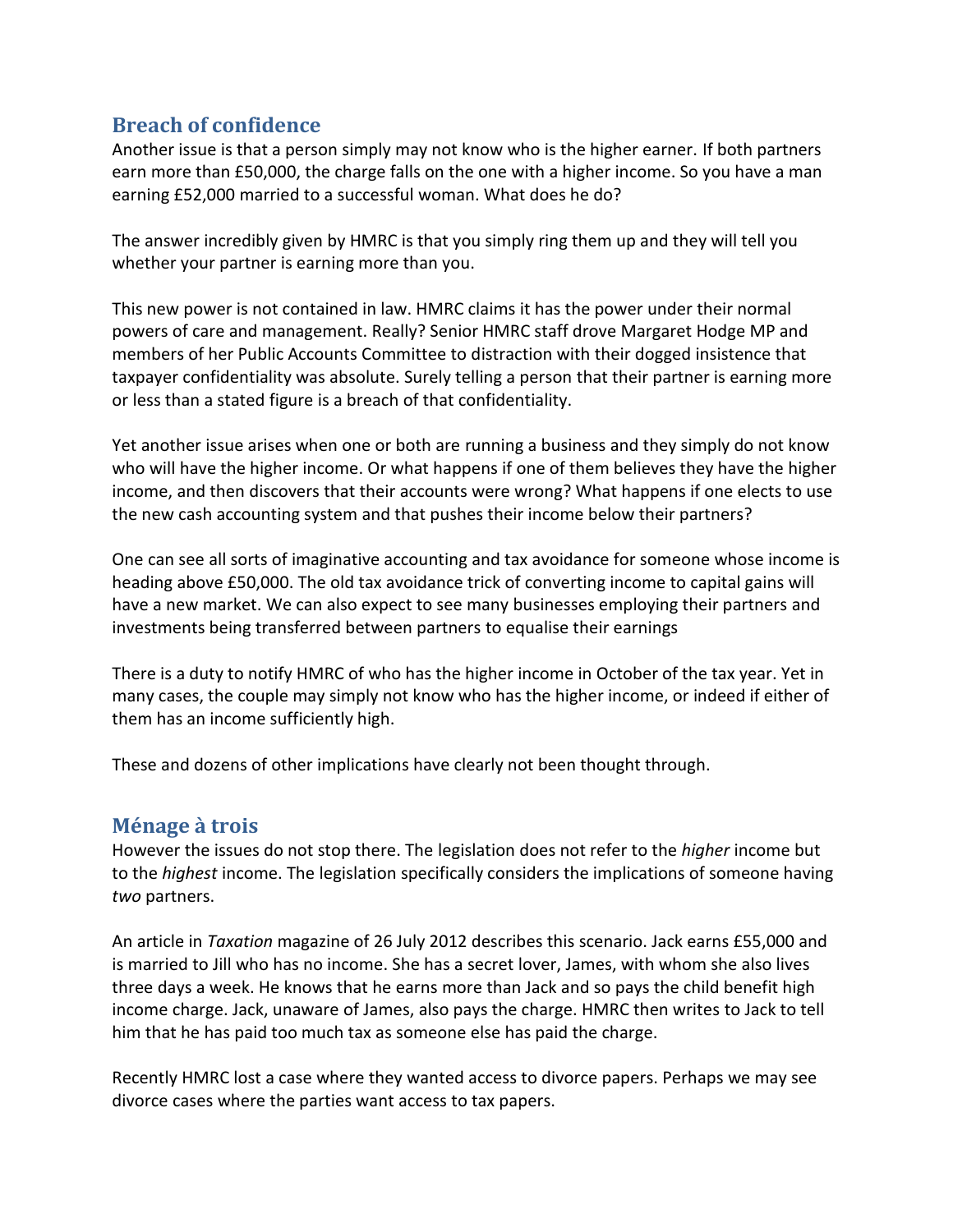## Breach of confidence

Another issue is that a person simply may not know who is the higher earner. If both partners earn more than £50,000, the charge falls on the one with a higher income. So you have a man earning £52,000 married to a successful woman. What does he do?

The answer incredibly given by HMRC is that you simply ring them up and they will tell you whether your partner is earning more than you.

This new power is not contained in law. HMRC claims it has the power under their normal powers of care and management. Really? Senior HMRC staff drove Margaret Hodge MP and members of her Public Accounts Committee to distraction with their dogged insistence that taxpayer confidentiality was absolute. Surely telling a person that their partner is earning more or less than a stated figure is a breach of that confidentiality.

Yet another issue arises when one or both are running a business and they simply do not know who will have the higher income. Or what happens if one of them believes they have the higher income, and then discovers that their accounts were wrong? What happens if one elects to use the new cash accounting system and that pushes their income below their partners?

One can see all sorts of imaginative accounting and tax avoidance for someone whose income is heading above £50,000. The old tax avoidance trick of converting income to capital gains will have a new market. We can also expect to see many businesses employing their partners and investments being transferred between partners to equalise their earnings

There is a duty to notify HMRC of who has the higher income in October of the tax year. Yet in many cases, the couple may simply not know who has the higher income, or indeed if either of them has an income sufficiently high.

These and dozens of other implications have clearly not been thought through.

## Ménage à trois

However the issues do not stop there. The legislation does not refer to the *higher* income but to the *highest* income. The legislation specifically considers the implications of someone having *two* partners.

An article in *Taxation* magazine of 26 July 2012 describes this scenario. Jack earns £55,000 and is married to Jill who has no income. She has a secret lover, James, with whom she also lives three days a week. He knows that he earns more than Jack and so pays the child benefit high income charge. Jack, unaware of James, also pays the charge. HMRC then writes to Jack to tell him that he has paid too much tax as someone else has paid the charge.

Recently HMRC lost a case where they wanted access to divorce papers. Perhaps we may see divorce cases where the parties want access to tax papers.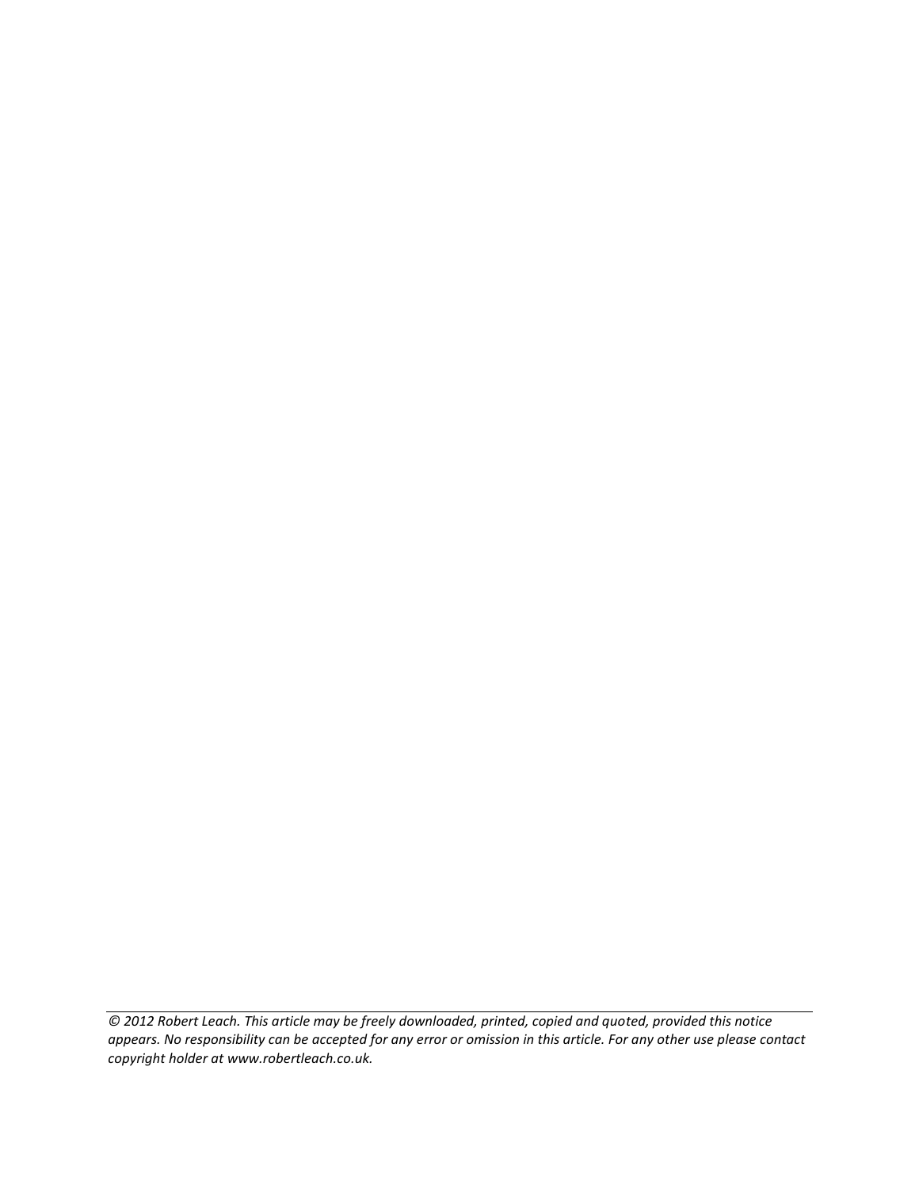*© 2012 Robert Leach. This article may be freely downloaded, printed, copied and quoted, provided this notice appears. No responsibility can be accepted for any error or omission in this article. For any other use please contact copyright holder at www.robertleach.co.uk.*